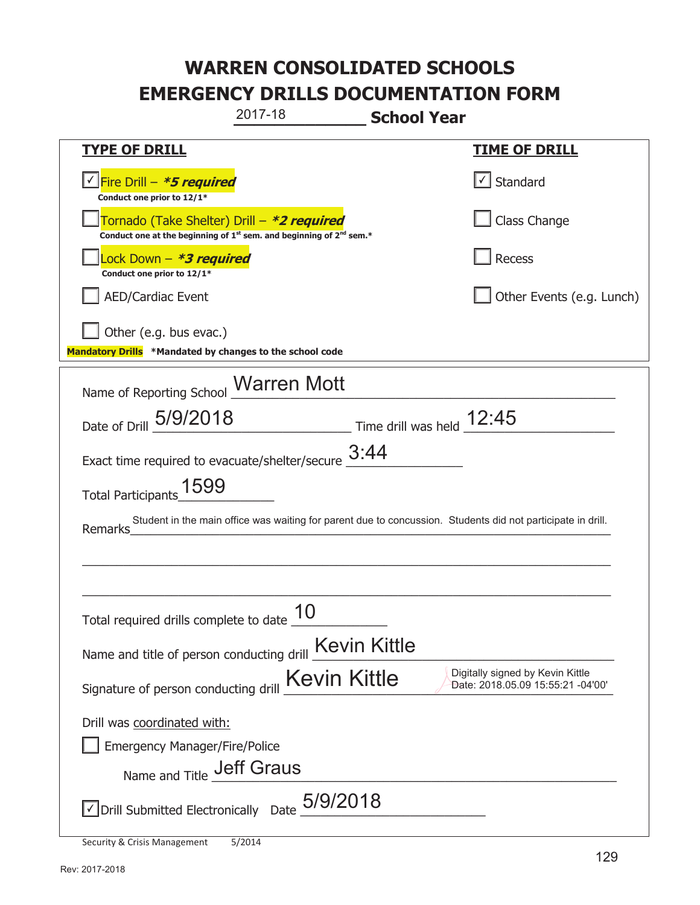# WARREN CONSOLIDATED SCHOOLS
# EMERGENCY DRILLS DOCUMENTATION FORM

2017-18 **School Year**

| **TYPE OF DRILL** | **TIME OF DRILL** |
|---|---|
| ☑ Fire Drill – ***5 required*** <br> **Conduct one prior to 12/1*** | ☑ Standard |
| ☐ Tornado (Take Shelter) Drill – ***2 required*** <br> **Conduct one at the beginning of 1st sem. and beginning of 2nd sem.*** | ☐ Class Change |
| ☐ Lock Down – ***3 required*** <br> **Conduct one prior to 12/1*** | ☐ Recess |
| ☐ AED/Cardiac Event | ☐ Other Events (e.g. Lunch) |
| ☐ Other (e.g. bus evac.) | |

**Mandatory Drills** ***Mandated by changes to the school code**

Name of Reporting School: Warren Mott

Date of Drill: 5/9/2018 Time drill was held: 12:45

Exact time required to evacuate/shelter/secure: 3:44

Total Participants: 1599

Remarks: Student in the main office was waiting for parent due to concussion. Students did not participate in drill.

Total required drills complete to date: 10

Name and title of person conducting drill: Kevin Kittle

Signature of person conducting drill: Kevin Kittle — Digitally signed by Kevin Kittle Date: 2018.05.09 15:55:21 -04'00'

Drill was coordinated with:

☐ Emergency Manager/Fire/Police

Name and Title: Jeff Graus

☑ Drill Submitted Electronically Date: 5/9/2018

Security & Crisis Management 5/2014

Rev: 2017-2018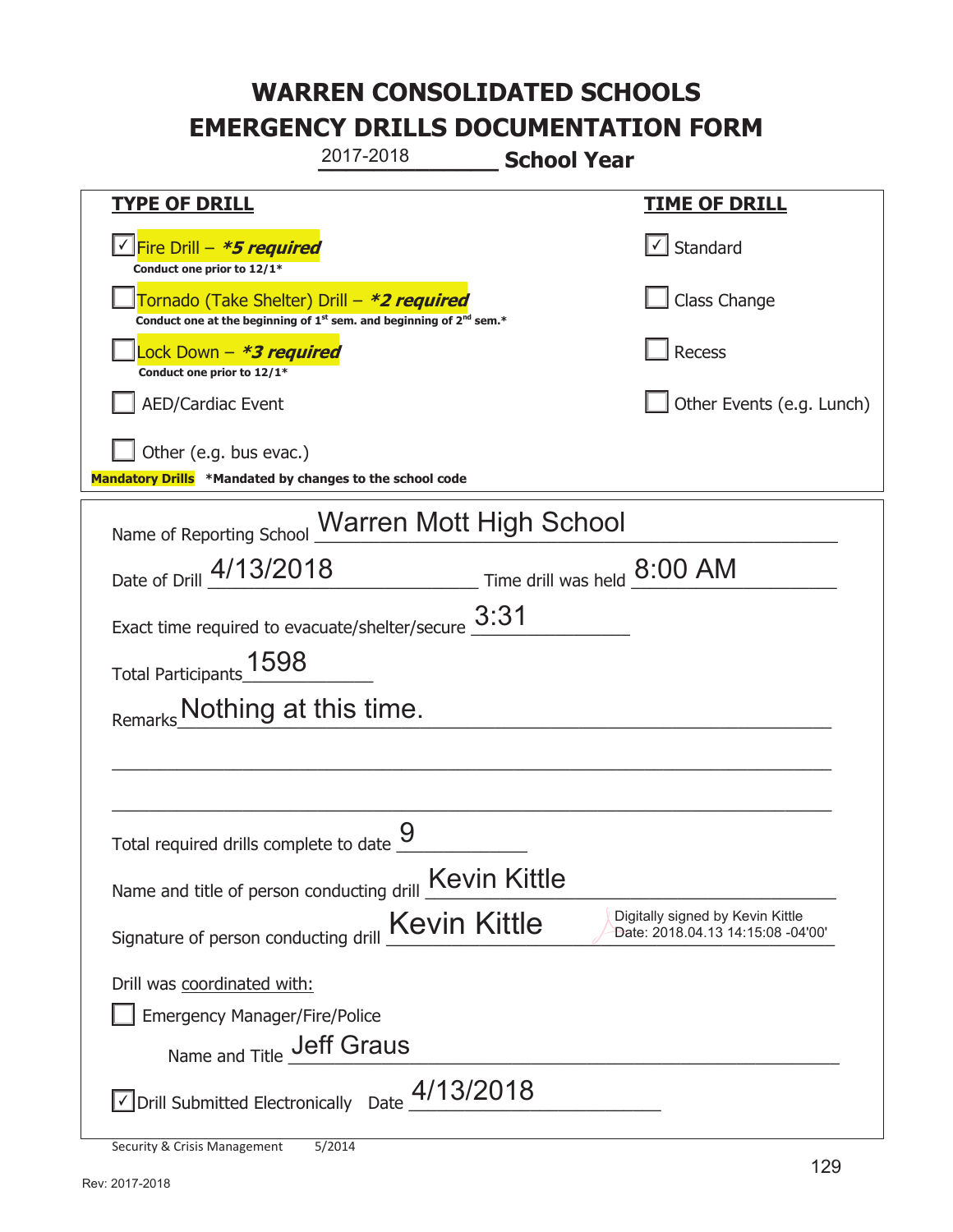# WARREN CONSOLIDATED SCHOOLS
# EMERGENCY DRILLS DOCUMENTATION FORM

2017-2018 **School Year**

| **TYPE OF DRILL** | **TIME OF DRILL** |
|---|---|
| ☑ Fire Drill – ***5 required*** <br> **Conduct one prior to 12/1*** | ☑ Standard |
| ☐ Tornado (Take Shelter) Drill – ***2 required*** <br> **Conduct one at the beginning of 1st sem. and beginning of 2nd sem.*** | ☐ Class Change |
| ☐ Lock Down – ***3 required*** <br> **Conduct one prior to 12/1*** | ☐ Recess |
| ☐ AED/Cardiac Event | ☐ Other Events (e.g. Lunch) |
| ☐ Other (e.g. bus evac.) | |

**Mandatory Drills** ***Mandated by changes to the school code**

Name of Reporting School: Warren Mott High School

Date of Drill: 4/13/2018 Time drill was held: 8:00 AM

Exact time required to evacuate/shelter/secure: 3:31

Total Participants: 1598

Remarks: Nothing at this time.

Total required drills complete to date: 9

Name and title of person conducting drill: Kevin Kittle

Signature of person conducting drill: Kevin Kittle Digitally signed by Kevin Kittle Date: 2018.04.13 14:15:08 -04'00'

Drill was coordinated with:

☐ Emergency Manager/Fire/Police

Name and Title: Jeff Graus

☑ Drill Submitted Electronically Date: 4/13/2018

Security & Crisis Management 5/2014

Rev: 2017-2018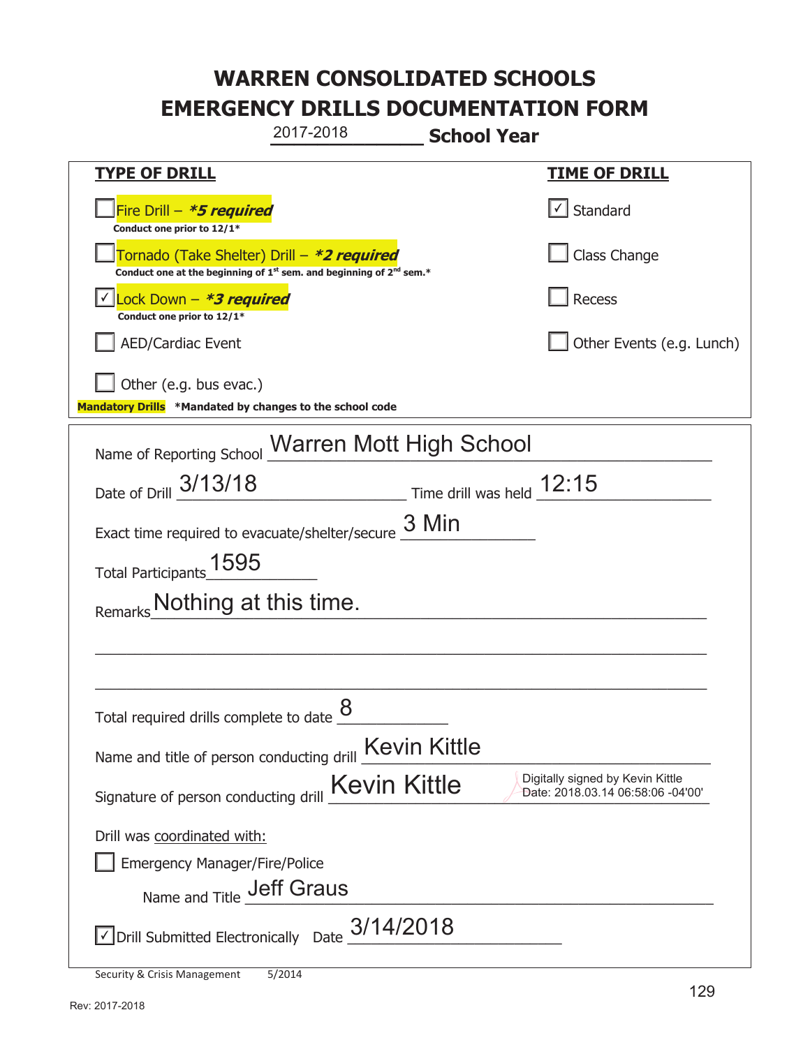# WARREN CONSOLIDATED SCHOOLS
# EMERGENCY DRILLS DOCUMENTATION FORM

2017-2018 **School Year**

| **TYPE OF DRILL** | **TIME OF DRILL** |
|---|---|
| ☐ Fire Drill – ***5 required*** <br> **Conduct one prior to 12/1*** | ☑ Standard |
| ☐ Tornado (Take Shelter) Drill – ***2 required*** <br> **Conduct one at the beginning of 1st sem. and beginning of 2nd sem.*** | ☐ Class Change |
| ☑ Lock Down – ***3 required*** <br> **Conduct one prior to 12/1*** | ☐ Recess |
| ☐ AED/Cardiac Event | ☐ Other Events (e.g. Lunch) |
| ☐ Other (e.g. bus evac.) | |

**Mandatory Drills** ***Mandated by changes to the school code**

Name of Reporting School: Warren Mott High School

Date of Drill: 3/13/18 Time drill was held: 12:15

Exact time required to evacuate/shelter/secure: 3 Min

Total Participants: 1595

Remarks: Nothing at this time.

Total required drills complete to date: 8

Name and title of person conducting drill: Kevin Kittle

Signature of person conducting drill: Kevin Kittle — Digitally signed by Kevin Kittle Date: 2018.03.14 06:58:06 -04'00'

Drill was coordinated with:

☐ Emergency Manager/Fire/Police

Name and Title: Jeff Graus

☑ Drill Submitted Electronically Date: 3/14/2018

Security & Crisis Management 5/2014

Rev: 2017-2018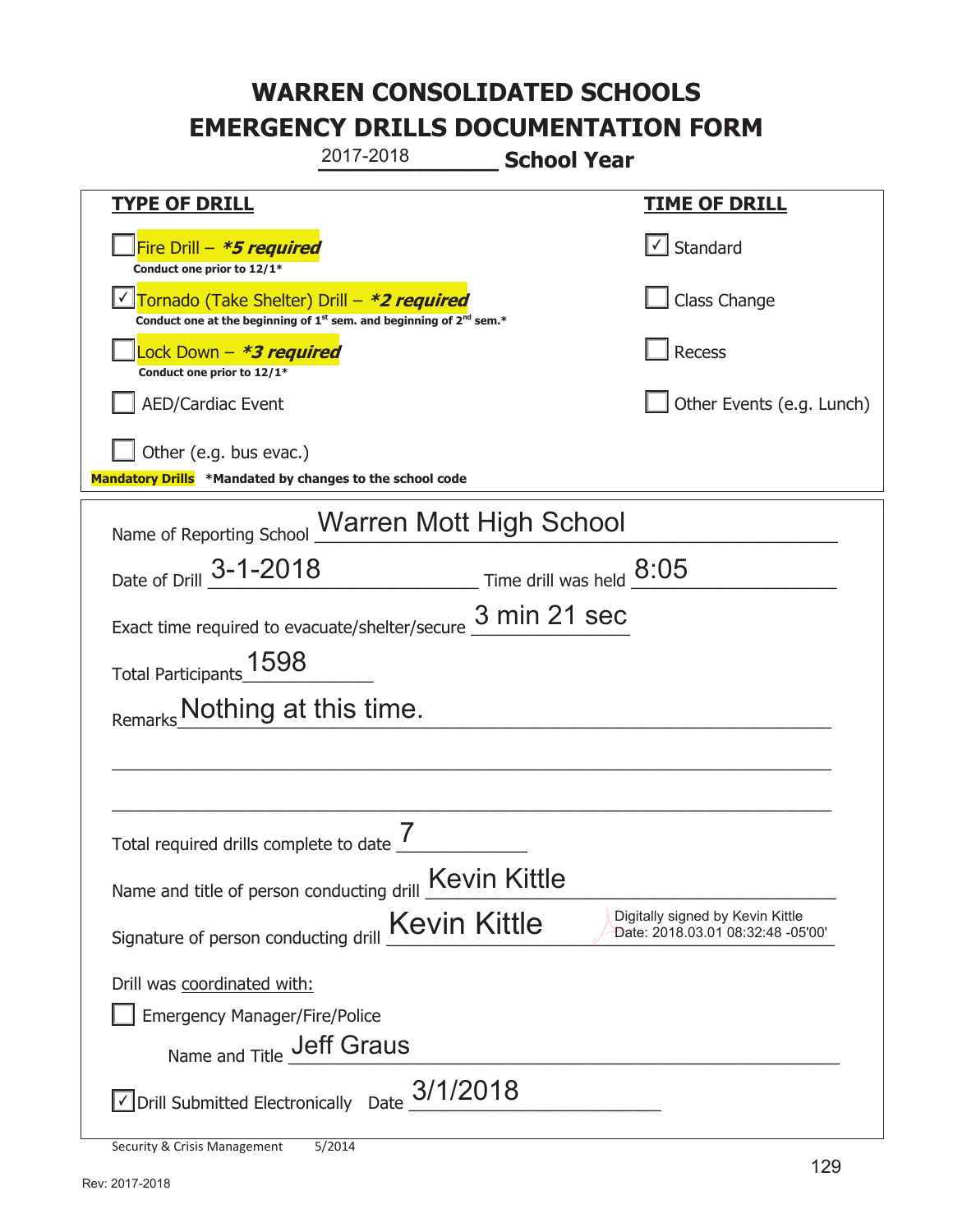# WARREN CONSOLIDATED SCHOOLS
# EMERGENCY DRILLS DOCUMENTATION FORM

2017-2018 **School Year**

| **TYPE OF DRILL** | **TIME OF DRILL** |
|---|---|
| ☐ Fire Drill – ***5 required*** <br> **Conduct one prior to 12/1*** | ☑ Standard |
| ☑ Tornado (Take Shelter) Drill – ***2 required*** <br> **Conduct one at the beginning of 1st sem. and beginning of 2nd sem.*** | ☐ Class Change |
| ☐ Lock Down – ***3 required*** <br> **Conduct one prior to 12/1*** | ☐ Recess |
| ☐ AED/Cardiac Event | ☐ Other Events (e.g. Lunch) |
| ☐ Other (e.g. bus evac.) | |

**Mandatory Drills** **\*Mandated by changes to the school code**

Name of Reporting School: Warren Mott High School

Date of Drill: 3-1-2018 Time drill was held: 8:05

Exact time required to evacuate/shelter/secure: 3 min 21 sec

Total Participants: 1598

Remarks: Nothing at this time.

Total required drills complete to date: 7

Name and title of person conducting drill: Kevin Kittle

Signature of person conducting drill: Kevin Kittle — Digitally signed by Kevin Kittle Date: 2018.03.01 08:32:48 -05'00'

Drill was coordinated with:

☐ Emergency Manager/Fire/Police

Name and Title: Jeff Graus

☑ Drill Submitted Electronically Date: 3/1/2018

Security & Crisis Management 5/2014

Rev: 2017-2018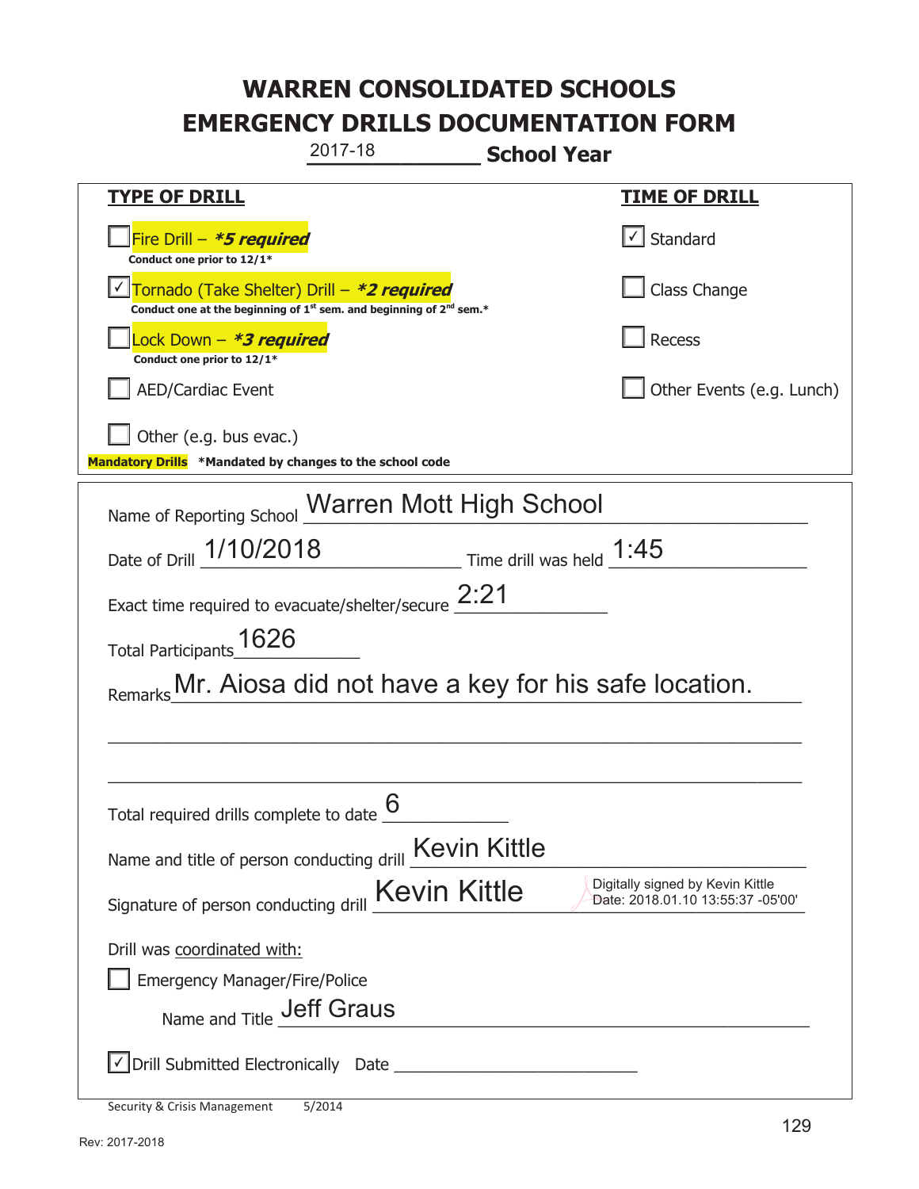# WARREN CONSOLIDATED SCHOOLS
# EMERGENCY DRILLS DOCUMENTATION FORM

2017-18 **School Year**

| **TYPE OF DRILL** | **TIME OF DRILL** |
|---|---|
| ☐ Fire Drill – ***5 required*** <br> **Conduct one prior to 12/1*** | ☑ Standard |
| ☑ Tornado (Take Shelter) Drill – ***2 required*** <br> **Conduct one at the beginning of 1st sem. and beginning of 2nd sem.*** | ☐ Class Change |
| ☐ Lock Down – ***3 required*** <br> **Conduct one prior to 12/1*** | ☐ Recess |
| ☐ AED/Cardiac Event | ☐ Other Events (e.g. Lunch) |
| ☐ Other (e.g. bus evac.) | |

**Mandatory Drills** **\*Mandated by changes to the school code**

Name of Reporting School: Warren Mott High School

Date of Drill: 1/10/2018 Time drill was held: 1:45

Exact time required to evacuate/shelter/secure: 2:21

Total Participants: 1626

Remarks: Mr. Aiosa did not have a key for his safe location.

Total required drills complete to date: 6

Name and title of person conducting drill: Kevin Kittle

Signature of person conducting drill: Kevin Kittle (Digitally signed by Kevin Kittle Date: 2018.01.10 13:55:37 -05'00')

Drill was coordinated with:

☐ Emergency Manager/Fire/Police

Name and Title: Jeff Graus

☑ Drill Submitted Electronically Date: ____________

Security & Crisis Management 5/2014

Rev: 2017-2018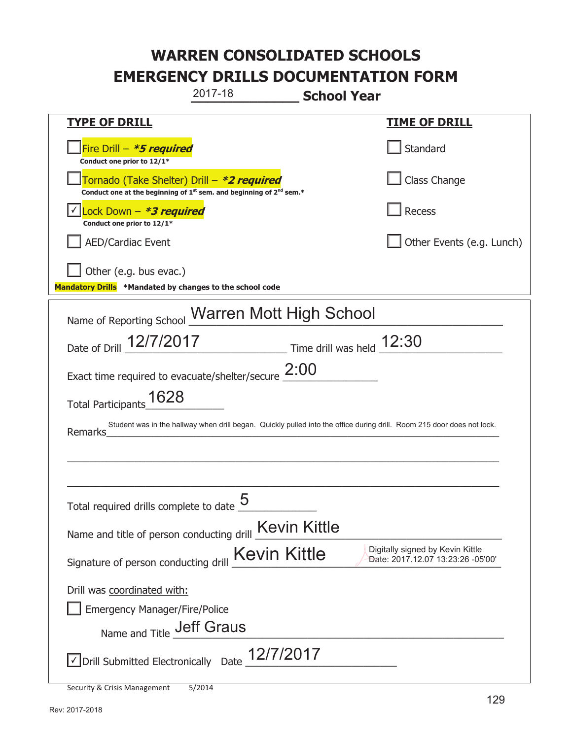# WARREN CONSOLIDATED SCHOOLS
# EMERGENCY DRILLS DOCUMENTATION FORM

2017-18 **School Year**

| **TYPE OF DRILL** | **TIME OF DRILL** |
|---|---|
| ☐ Fire Drill – ***\*5 required*** <br> **Conduct one prior to 12/1\*** | ☐ Standard |
| ☐ Tornado (Take Shelter) Drill – ***\*2 required*** <br> **Conduct one at the beginning of 1st sem. and beginning of 2nd sem.\*** | ☐ Class Change |
| ☑ Lock Down – ***\*3 required*** <br> **Conduct one prior to 12/1\*** | ☐ Recess |
| ☐ AED/Cardiac Event | ☐ Other Events (e.g. Lunch) |
| ☐ Other (e.g. bus evac.) | |

**Mandatory Drills** **\*Mandated by changes to the school code**

Name of Reporting School: Warren Mott High School

Date of Drill: 12/7/2017 Time drill was held: 12:30

Exact time required to evacuate/shelter/secure: 2:00

Total Participants: 1628

Remarks: Student was in the hallway when drill began. Quickly pulled into the office during drill. Room 215 door does not lock.

Total required drills complete to date: 5

Name and title of person conducting drill: Kevin Kittle

Signature of person conducting drill: Kevin Kittle — Digitally signed by Kevin Kittle Date: 2017.12.07 13:23:26 -05'00'

Drill was coordinated with:

☐ Emergency Manager/Fire/Police

Name and Title: Jeff Graus

☑ Drill Submitted Electronically Date: 12/7/2017

Security & Crisis Management 5/2014

Rev: 2017-2018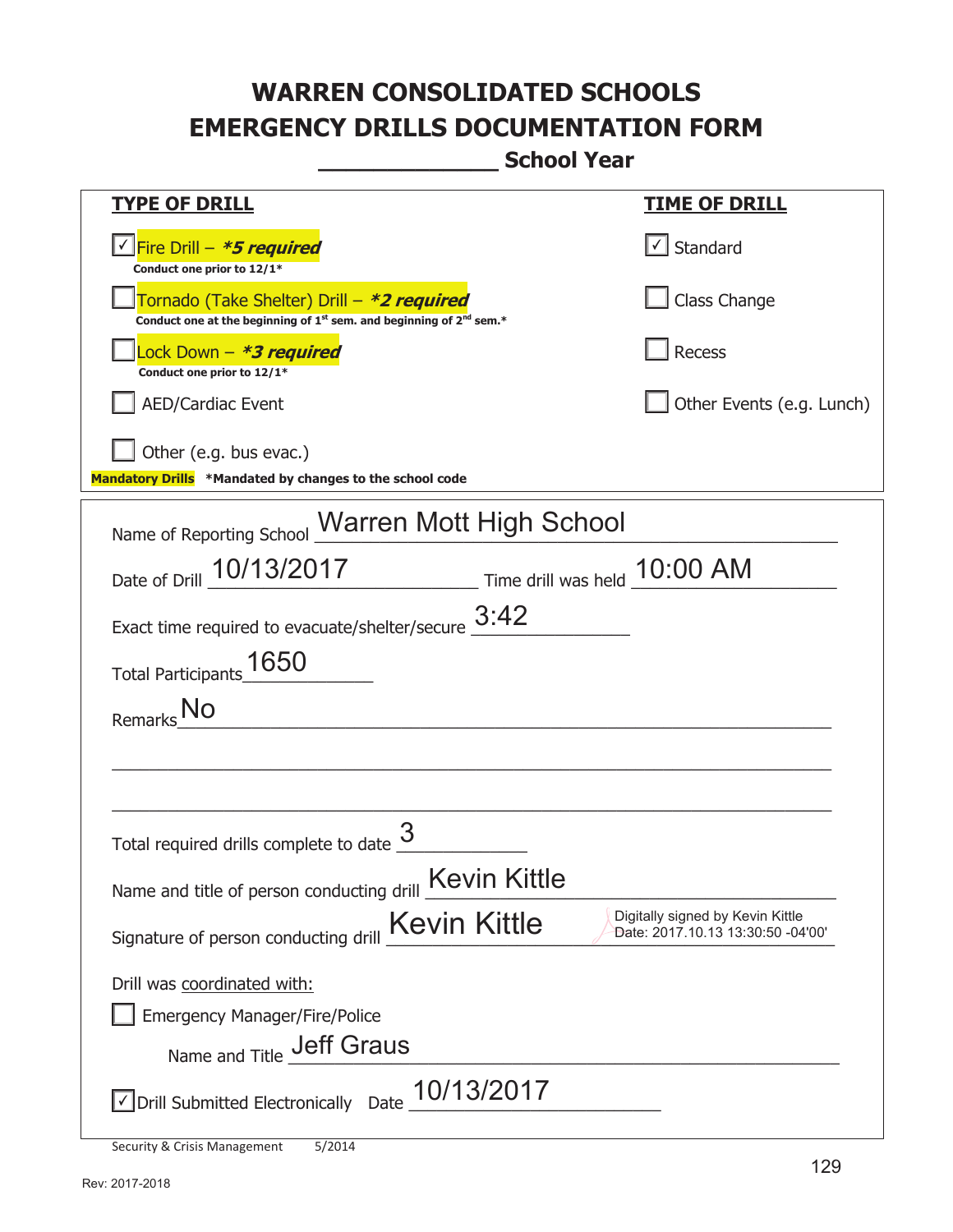# WARREN CONSOLIDATED SCHOOLS
# EMERGENCY DRILLS DOCUMENTATION FORM

**_____________ School Year**

| TYPE OF DRILL | TIME OF DRILL |
|---|---|
| ☑ Fire Drill – ***\*5 required*** <br> **Conduct one prior to 12/1\*** | ☑ Standard |
| ☐ Tornado (Take Shelter) Drill – ***\*2 required*** <br> **Conduct one at the beginning of 1st sem. and beginning of 2nd sem.\*** | ☐ Class Change |
| ☐ Lock Down – ***\*3 required*** <br> **Conduct one prior to 12/1\*** | ☐ Recess |
| ☐ AED/Cardiac Event | ☐ Other Events (e.g. Lunch) |
| ☐ Other (e.g. bus evac.) | |

**Mandatory Drills** **\*Mandated by changes to the school code**

Name of Reporting School: Warren Mott High School

Date of Drill: 10/13/2017 Time drill was held: 10:00 AM

Exact time required to evacuate/shelter/secure: 3:42

Total Participants: 1650

Remarks: No

Total required drills complete to date: 3

Name and title of person conducting drill: Kevin Kittle

Signature of person conducting drill: Kevin Kittle — Digitally signed by Kevin Kittle Date: 2017.10.13 13:30:50 -04'00'

Drill was coordinated with:

☐ Emergency Manager/Fire/Police

Name and Title: Jeff Graus

☑ Drill Submitted Electronically Date: 10/13/2017

Security & Crisis Management 5/2014

Rev: 2017-2018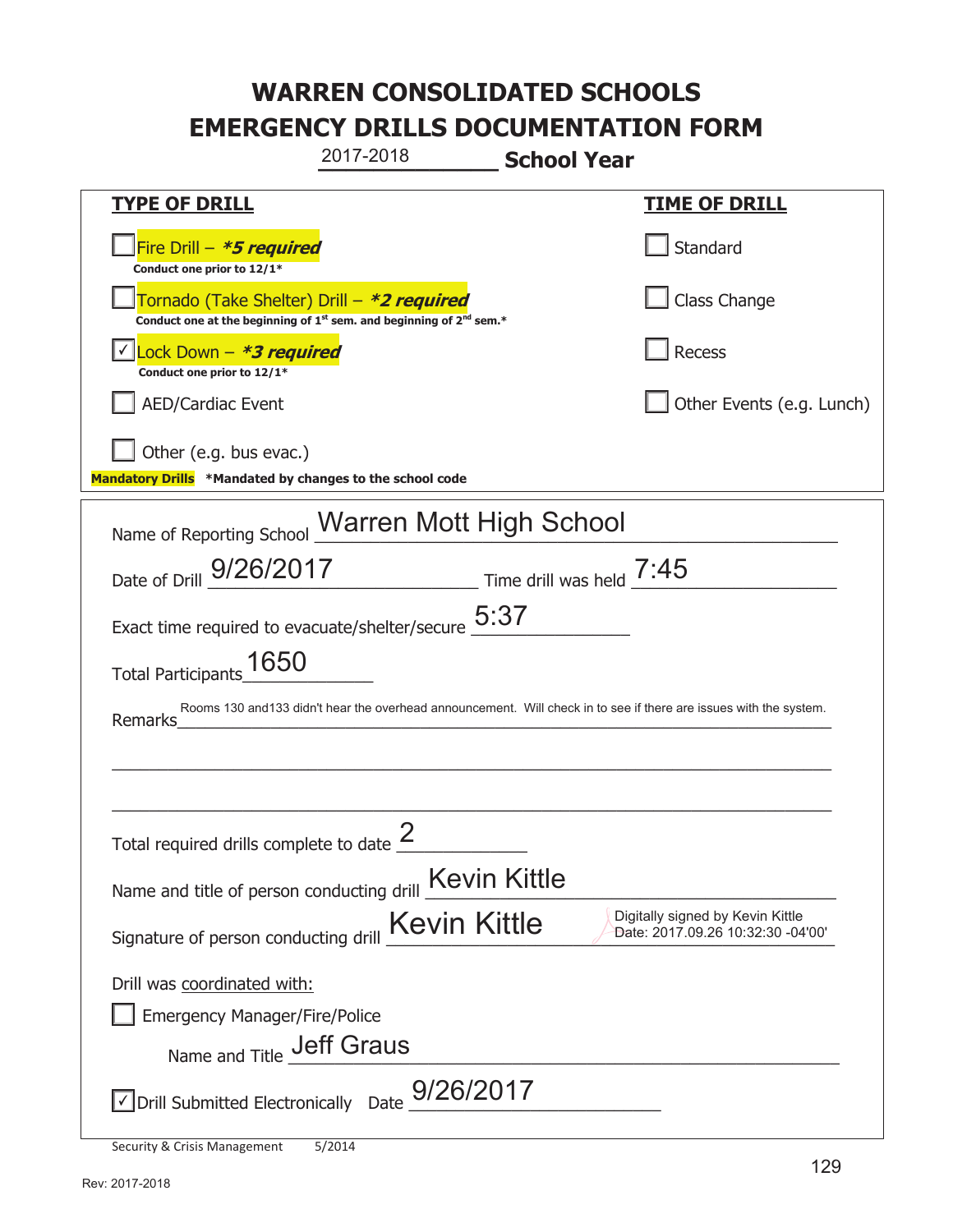# WARREN CONSOLIDATED SCHOOLS
# EMERGENCY DRILLS DOCUMENTATION FORM

2017-2018 **School Year**

| **TYPE OF DRILL** | **TIME OF DRILL** |
|---|---|
| ☐ Fire Drill – ***5 required*** <br> **Conduct one prior to 12/1*** | ☐ Standard |
| ☐ Tornado (Take Shelter) Drill – ***2 required*** <br> **Conduct one at the beginning of 1st sem. and beginning of 2nd sem.*** | ☐ Class Change |
| ☑ Lock Down – ***3 required*** <br> **Conduct one prior to 12/1*** | ☐ Recess |
| ☐ AED/Cardiac Event | ☐ Other Events (e.g. Lunch) |
| ☐ Other (e.g. bus evac.) | |

**Mandatory Drills** ***Mandated by changes to the school code**

Name of Reporting School: Warren Mott High School

Date of Drill: 9/26/2017 Time drill was held: 7:45

Exact time required to evacuate/shelter/secure: 5:37

Total Participants: 1650

Remarks: Rooms 130 and133 didn't hear the overhead announcement. Will check in to see if there are issues with the system.

Total required drills complete to date: 2

Name and title of person conducting drill: Kevin Kittle

Signature of person conducting drill: Kevin Kittle — Digitally signed by Kevin Kittle Date: 2017.09.26 10:32:30 -04'00'

Drill was coordinated with:

☐ Emergency Manager/Fire/Police

Name and Title: Jeff Graus

☑ Drill Submitted Electronically Date: 9/26/2017

Security & Crisis Management 5/2014

Rev: 2017-2018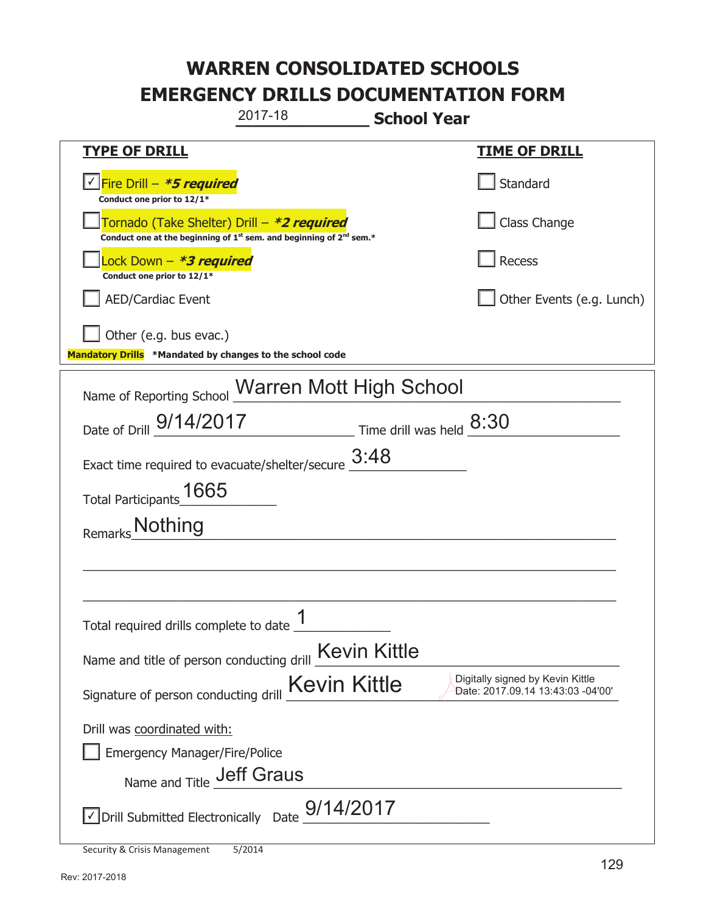# WARREN CONSOLIDATED SCHOOLS
# EMERGENCY DRILLS DOCUMENTATION FORM

2017-18 **School Year**

| **TYPE OF DRILL** | **TIME OF DRILL** |
|---|---|
| ☑ Fire Drill – ***5 required*** <br> **Conduct one prior to 12/1*** | ☐ Standard |
| ☐ Tornado (Take Shelter) Drill – ***2 required*** <br> **Conduct one at the beginning of 1st sem. and beginning of 2nd sem.*** | ☐ Class Change |
| ☐ Lock Down – ***3 required*** <br> **Conduct one prior to 12/1*** | ☐ Recess |
| ☐ AED/Cardiac Event | ☐ Other Events (e.g. Lunch) |
| ☐ Other (e.g. bus evac.) | |

**Mandatory Drills** **\*Mandated by changes to the school code**

Name of Reporting School: Warren Mott High School

Date of Drill: 9/14/2017 Time drill was held: 8:30

Exact time required to evacuate/shelter/secure: 3:48

Total Participants: 1665

Remarks: Nothing

Total required drills complete to date: 1

Name and title of person conducting drill: Kevin Kittle

Signature of person conducting drill: Kevin Kittle (Digitally signed by Kevin Kittle Date: 2017.09.14 13:43:03 -04'00')

Drill was coordinated with:

☐ Emergency Manager/Fire/Police

Name and Title: Jeff Graus

☑ Drill Submitted Electronically Date: 9/14/2017

Security & Crisis Management 5/2014

Rev: 2017-2018